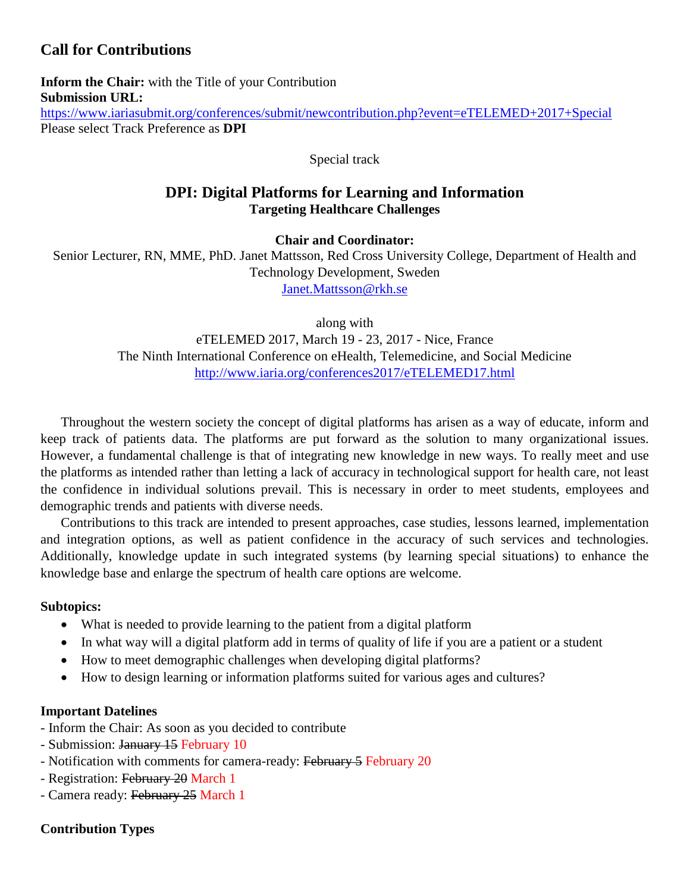## Call for Contributions

**Inform the Chair:** with the Title of your Contribution
**Submission URL:**
https://www.iariasubmit.org/conferences/submit/newcontribution.php?event=eTELEMED+2017+Special
Please select Track Preference as **DPI**

Special track

### DPI: Digital Platforms for Learning and Information
**Targeting Healthcare Challenges**

**Chair and Coordinator:**

Senior Lecturer, RN, MME, PhD. Janet Mattsson, Red Cross University College, Department of Health and Technology Development, Sweden
Janet.Mattsson@rkh.se

along with
eTELEMED 2017, March 19 - 23, 2017 - Nice, France
The Ninth International Conference on eHealth, Telemedicine, and Social Medicine
http://www.iaria.org/conferences2017/eTELEMED17.html

Throughout the western society the concept of digital platforms has arisen as a way of educate, inform and keep track of patients data. The platforms are put forward as the solution to many organizational issues. However, a fundamental challenge is that of integrating new knowledge in new ways. To really meet and use the platforms as intended rather than letting a lack of accuracy in technological support for health care, not least the confidence in individual solutions prevail. This is necessary in order to meet students, employees and demographic trends and patients with diverse needs.

Contributions to this track are intended to present approaches, case studies, lessons learned, implementation and integration options, as well as patient confidence in the accuracy of such services and technologies. Additionally, knowledge update in such integrated systems (by learning special situations) to enhance the knowledge base and enlarge the spectrum of health care options are welcome.

**Subtopics:**

- What is needed to provide learning to the patient from a digital platform
- In what way will a digital platform add in terms of quality of life if you are a patient or a student
- How to meet demographic challenges when developing digital platforms?
- How to design learning or information platforms suited for various ages and cultures?

**Important Datelines**

- Inform the Chair: As soon as you decided to contribute
- Submission: ~~January 15~~ February 10
- Notification with comments for camera-ready: ~~February 5~~ February 20
- Registration: ~~February 20~~ March 1
- Camera ready: ~~February 25~~ March 1

**Contribution Types**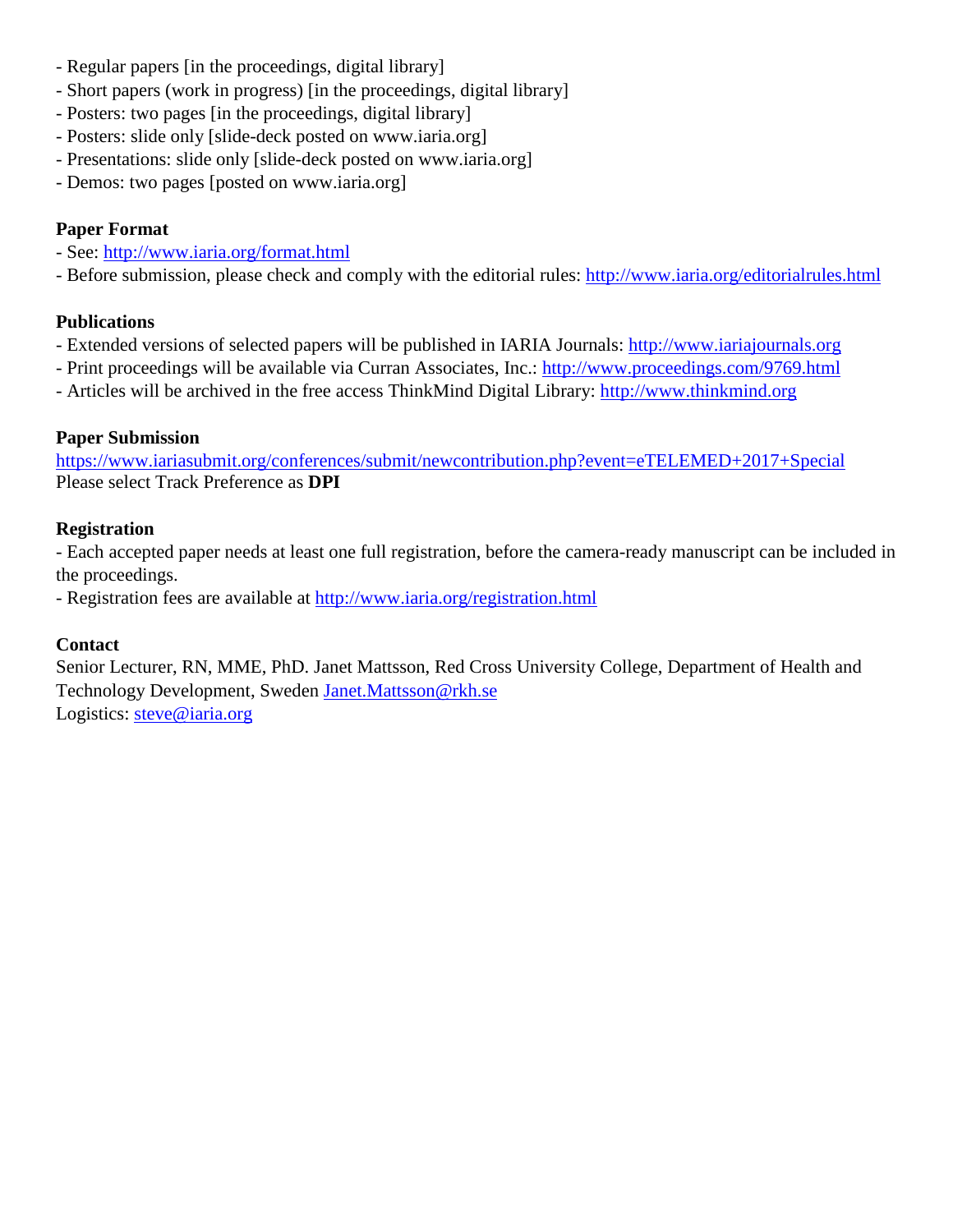- Regular papers [in the proceedings, digital library]
- Short papers (work in progress) [in the proceedings, digital library]
- Posters: two pages [in the proceedings, digital library]
- Posters: slide only [slide-deck posted on www.iaria.org]
- Presentations: slide only [slide-deck posted on www.iaria.org]
- Demos: two pages [posted on www.iaria.org]

**Paper Format**

- See: http://www.iaria.org/format.html
- Before submission, please check and comply with the editorial rules: http://www.iaria.org/editorialrules.html

**Publications**

- Extended versions of selected papers will be published in IARIA Journals: http://www.iariajournals.org
- Print proceedings will be available via Curran Associates, Inc.: http://www.proceedings.com/9769.html
- Articles will be archived in the free access ThinkMind Digital Library: http://www.thinkmind.org

**Paper Submission**

https://www.iariasubmit.org/conferences/submit/newcontribution.php?event=eTELEMED+2017+Special
Please select Track Preference as **DPI**

**Registration**

- Each accepted paper needs at least one full registration, before the camera-ready manuscript can be included in the proceedings.
- Registration fees are available at http://www.iaria.org/registration.html

**Contact**

Senior Lecturer, RN, MME, PhD. Janet Mattsson, Red Cross University College, Department of Health and Technology Development, Sweden Janet.Mattsson@rkh.se
Logistics: steve@iaria.org